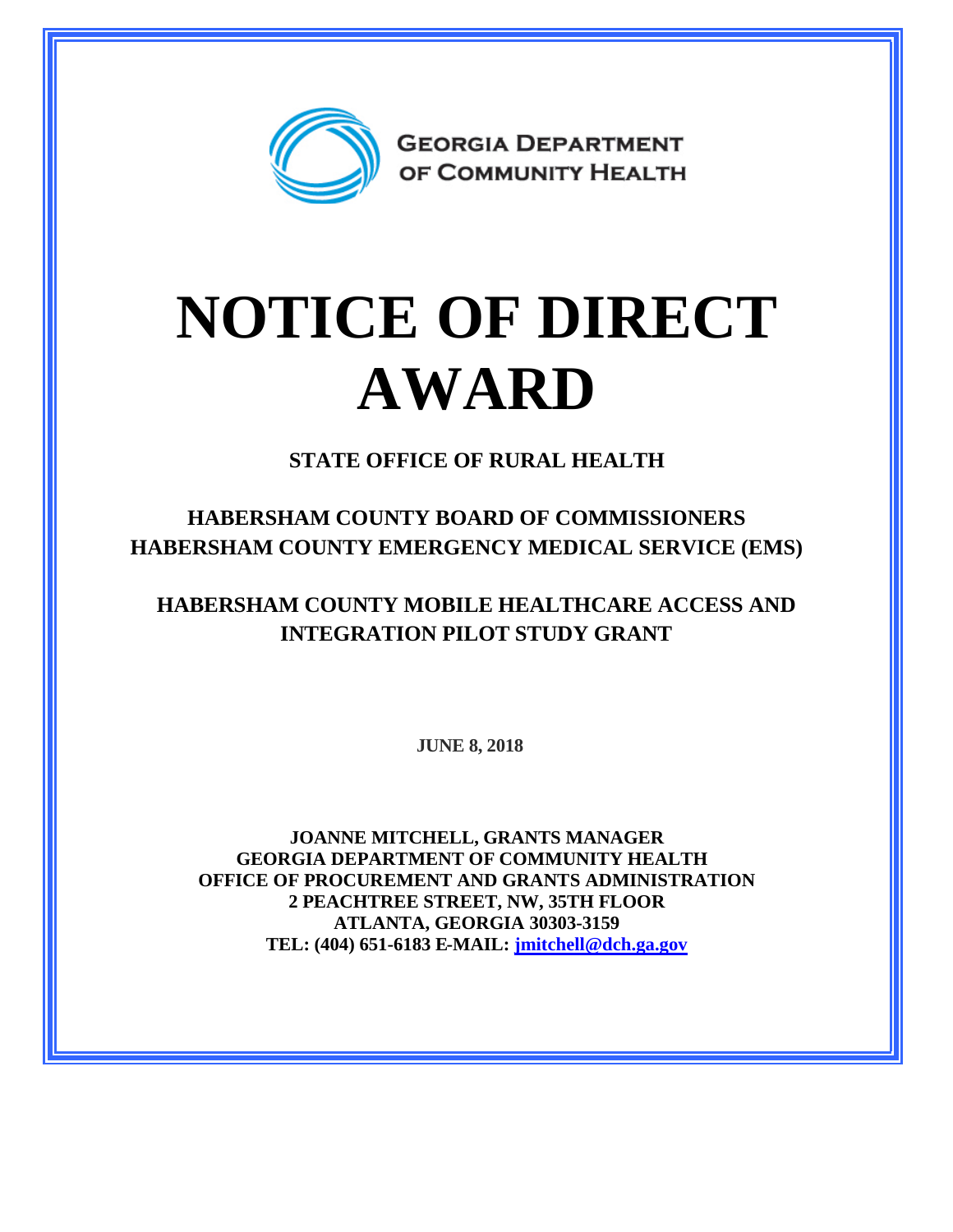GEORGIA DEPARTMENT OF COMMUNITY HEALTH

# NOTICE OF DIRECT AWARD

**STATE OFFICE OF RURAL HEALTH**

**HABERSHAM COUNTY BOARD OF COMMISSIONERS**
**HABERSHAM COUNTY EMERGENCY MEDICAL SERVICE (EMS)**

**HABERSHAM COUNTY MOBILE HEALTHCARE ACCESS AND INTEGRATION PILOT STUDY GRANT**

**JUNE 8, 2018**

**JOANNE MITCHELL, GRANTS MANAGER**
**GEORGIA DEPARTMENT OF COMMUNITY HEALTH**
**OFFICE OF PROCUREMENT AND GRANTS ADMINISTRATION**
**2 PEACHTREE STREET, NW, 35TH FLOOR**
**ATLANTA, GEORGIA 30303-3159**
**TEL: (404) 651-6183 E-MAIL: jmitchell@dch.ga.gov**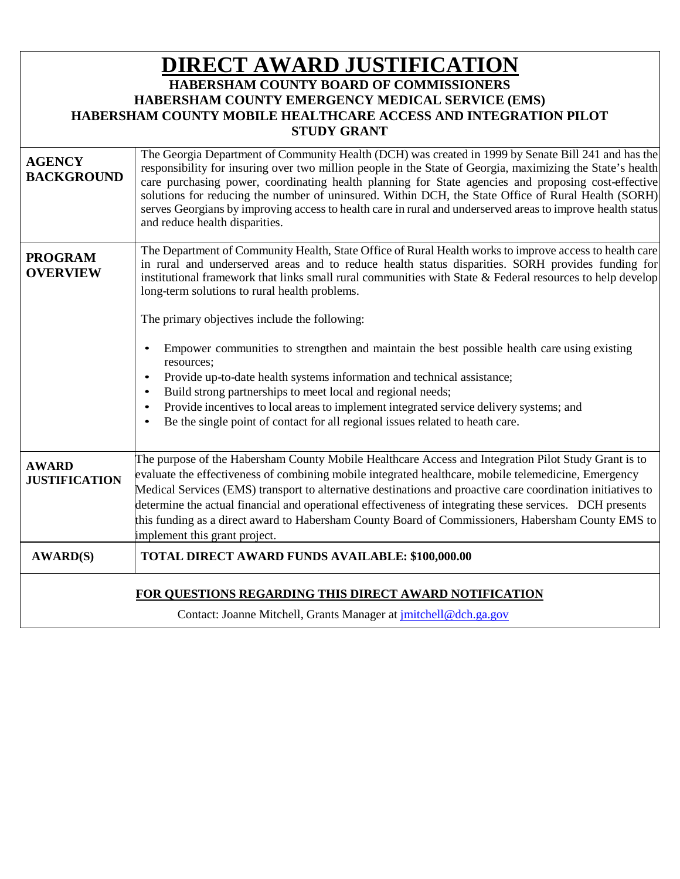# DIRECT AWARD JUSTIFICATION

**HABERSHAM COUNTY BOARD OF COMMISSIONERS**
**HABERSHAM COUNTY EMERGENCY MEDICAL SERVICE (EMS)**
**HABERSHAM COUNTY MOBILE HEALTHCARE ACCESS AND INTEGRATION PILOT STUDY GRANT**

| | |
|---|---|
| **AGENCY BACKGROUND** | The Georgia Department of Community Health (DCH) was created in 1999 by Senate Bill 241 and has the responsibility for insuring over two million people in the State of Georgia, maximizing the State's health care purchasing power, coordinating health planning for State agencies and proposing cost-effective solutions for reducing the number of uninsured. Within DCH, the State Office of Rural Health (SORH) serves Georgians by improving access to health care in rural and underserved areas to improve health status and reduce health disparities. |
| **PROGRAM OVERVIEW** | The Department of Community Health, State Office of Rural Health works to improve access to health care in rural and underserved areas and to reduce health status disparities. SORH provides funding for institutional framework that links small rural communities with State & Federal resources to help develop long-term solutions to rural health problems.<br><br>The primary objectives include the following:<br><br>• Empower communities to strengthen and maintain the best possible health care using existing resources;<br>• Provide up-to-date health systems information and technical assistance;<br>• Build strong partnerships to meet local and regional needs;<br>• Provide incentives to local areas to implement integrated service delivery systems; and<br>• Be the single point of contact for all regional issues related to heath care. |
| **AWARD JUSTIFICATION** | The purpose of the Habersham County Mobile Healthcare Access and Integration Pilot Study Grant is to evaluate the effectiveness of combining mobile integrated healthcare, mobile telemedicine, Emergency Medical Services (EMS) transport to alternative destinations and proactive care coordination initiatives to determine the actual financial and operational effectiveness of integrating these services. DCH presents this funding as a direct award to Habersham County Board of Commissioners, Habersham County EMS to implement this grant project. |
| **AWARD(S)** | **TOTAL DIRECT AWARD FUNDS AVAILABLE: $100,000.00** |

**FOR QUESTIONS REGARDING THIS DIRECT AWARD NOTIFICATION**

Contact: Joanne Mitchell, Grants Manager at jmitchell@dch.ga.gov